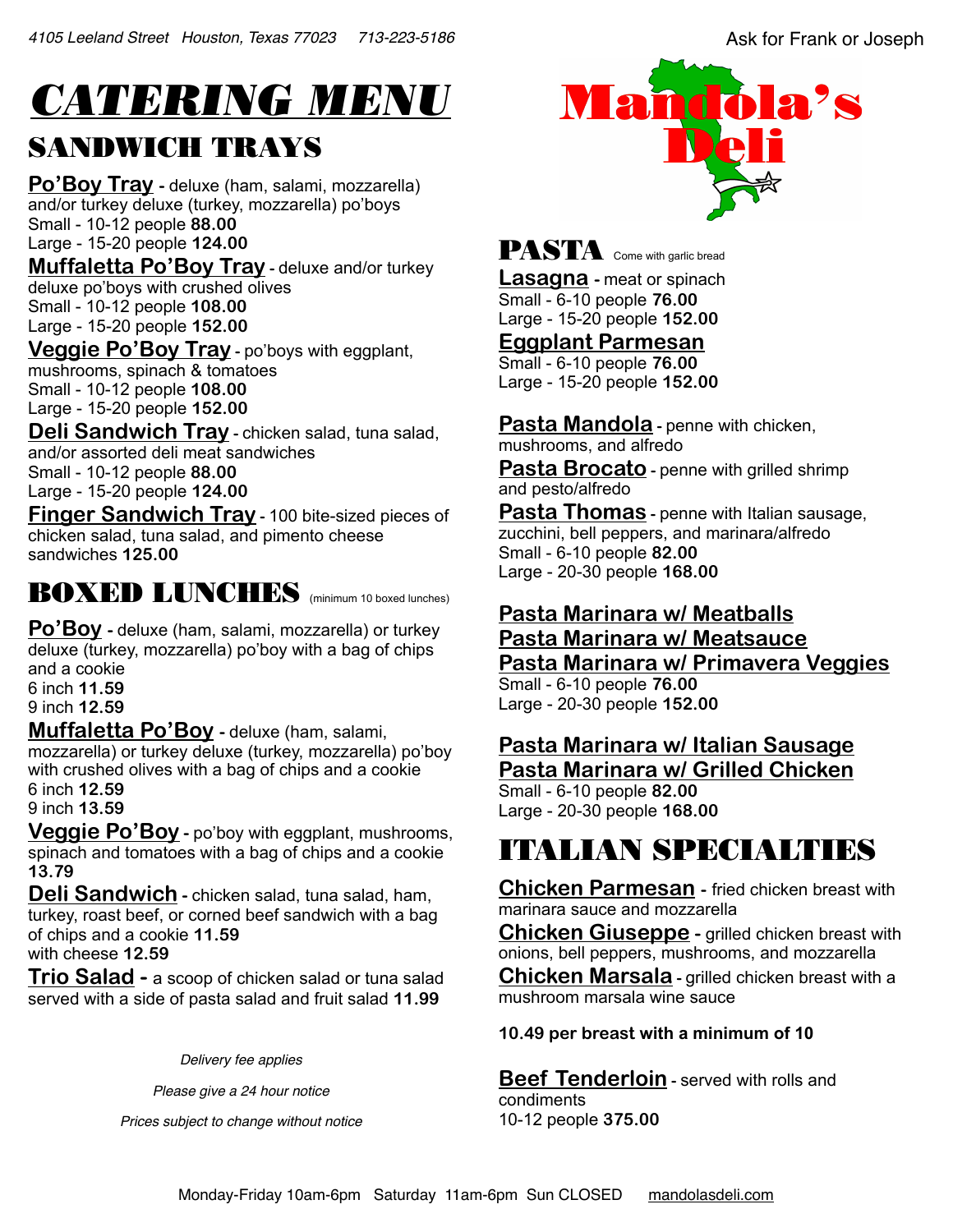4105 Leeland Street Houston, Texas 77023 713-223-5186

Ask for Frank or Joseph

# CATERING MENU

## SANDWICH TRAYS

**Po'Boy Tray** - deluxe (ham, salami, mozzarella) and/or turkey deluxe (turkey, mozzarella) po'boys
Small - 10-12 people **88.00**
Large - 15-20 people **124.00**

**Muffaletta Po'Boy Tray** - deluxe and/or turkey deluxe po'boys with crushed olives
Small - 10-12 people **108.00**
Large - 15-20 people **152.00**

**Veggie Po'Boy Tray** - po'boys with eggplant, mushrooms, spinach & tomatoes
Small - 10-12 people **108.00**
Large - 15-20 people **152.00**

**Deli Sandwich Tray** - chicken salad, tuna salad, and/or assorted deli meat sandwiches
Small - 10-12 people **88.00**
Large - 15-20 people **124.00**

**Finger Sandwich Tray** - 100 bite-sized pieces of chicken salad, tuna salad, and pimento cheese sandwiches **125.00**

## BOXED LUNCHES (minimum 10 boxed lunches)

**Po'Boy** - deluxe (ham, salami, mozzarella) or turkey deluxe (turkey, mozzarella) po'boy with a bag of chips and a cookie
6 inch **11.59**
9 inch **12.59**

**Muffaletta Po'Boy** - deluxe (ham, salami, mozzarella) or turkey deluxe (turkey, mozzarella) po'boy with crushed olives with a bag of chips and a cookie
6 inch **12.59**
9 inch **13.59**

**Veggie Po'Boy** - po'boy with eggplant, mushrooms, spinach and tomatoes with a bag of chips and a cookie **13.79**

**Deli Sandwich** - chicken salad, tuna salad, ham, turkey, roast beef, or corned beef sandwich with a bag of chips and a cookie **11.59**
with cheese **12.59**

**Trio Salad** - a scoop of chicken salad or tuna salad served with a side of pasta salad and fruit salad **11.99**

*Delivery fee applies*

*Please give a 24 hour notice*

*Prices subject to change without notice*

Mandola's Deli

## PASTA Come with garlic bread

**Lasagna** - meat or spinach
Small - 6-10 people **76.00**
Large - 15-20 people **152.00**

**Eggplant Parmesan**
Small - 6-10 people **76.00**
Large - 15-20 people **152.00**

**Pasta Mandola** - penne with chicken, mushrooms, and alfredo

**Pasta Brocato** - penne with grilled shrimp and pesto/alfredo

**Pasta Thomas** - penne with Italian sausage, zucchini, bell peppers, and marinara/alfredo
Small - 6-10 people **82.00**
Large - 20-30 people **168.00**

**Pasta Marinara w/ Meatballs**
**Pasta Marinara w/ Meatsauce**
**Pasta Marinara w/ Primavera Veggies**
Small - 6-10 people **76.00**
Large - 20-30 people **152.00**

**Pasta Marinara w/ Italian Sausage**
**Pasta Marinara w/ Grilled Chicken**
Small - 6-10 people **82.00**
Large - 20-30 people **168.00**

## ITALIAN SPECIALTIES

**Chicken Parmesan** - fried chicken breast with marinara sauce and mozzarella

**Chicken Giuseppe** - grilled chicken breast with onions, bell peppers, mushrooms, and mozzarella

**Chicken Marsala** - grilled chicken breast with a mushroom marsala wine sauce

**10.49 per breast with a minimum of 10**

**Beef Tenderloin** - served with rolls and condiments
10-12 people **375.00**

Monday-Friday 10am-6pm Saturday 11am-6pm Sun CLOSED mandolasdeli.com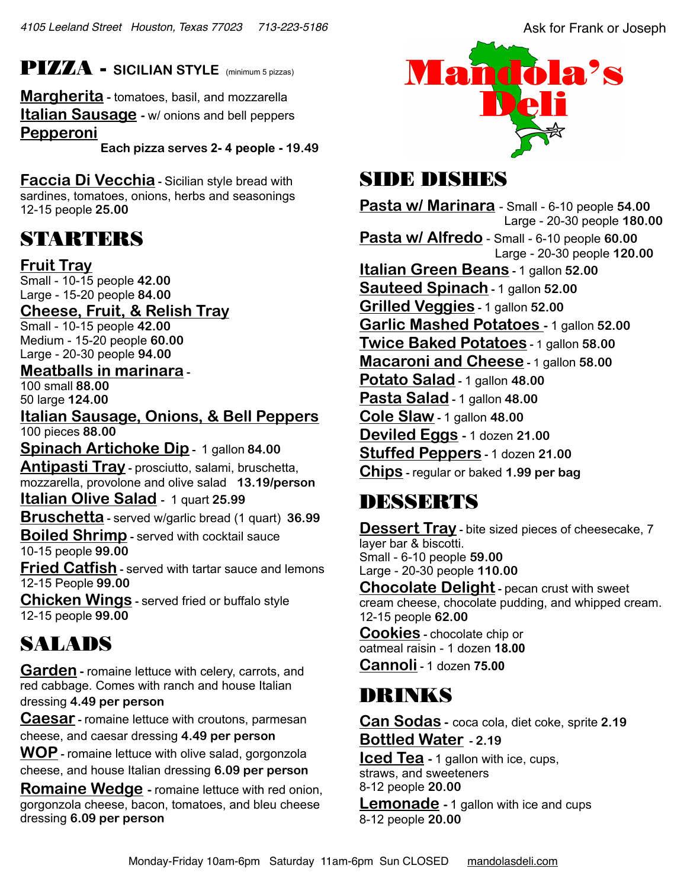4105 Leeland Street Houston, Texas 77023 713-223-5186

Ask for Frank or Joseph

# Mandola's Deli

## PIZZA - SICILIAN STYLE (minimum 5 pizzas)

**Margherita** - tomatoes, basil, and mozzarella

**Italian Sausage** - w/ onions and bell peppers

**Pepperoni**

**Each pizza serves 2- 4 people - 19.49**

**Faccia Di Vecchia** - Sicilian style bread with sardines, tomatoes, onions, herbs and seasonings
12-15 people **25.00**

## STARTERS

**Fruit Tray**
Small - 10-15 people **42.00**
Large - 15-20 people **84.00**

**Cheese, Fruit, & Relish Tray**
Small - 10-15 people **42.00**
Medium - 15-20 people **60.00**
Large - 20-30 people **94.00**

**Meatballs in marinara** -
100 small **88.00**
50 large **124.00**

**Italian Sausage, Onions, & Bell Peppers**
100 pieces **88.00**

**Spinach Artichoke Dip** - 1 gallon **84.00**

**Antipasti Tray** - prosciutto, salami, bruschetta, mozzarella, provolone and olive salad **13.19/person**

**Italian Olive Salad** - 1 quart **25.99**

**Bruschetta** - served w/garlic bread (1 quart) **36.99**

**Boiled Shrimp** - served with cocktail sauce
10-15 people **99.00**

**Fried Catfish** - served with tartar sauce and lemons
12-15 People **99.00**

**Chicken Wings** - served fried or buffalo style
12-15 people **99.00**

## SALADS

**Garden** - romaine lettuce with celery, carrots, and red cabbage. Comes with ranch and house Italian dressing **4.49 per person**

**Caesar** - romaine lettuce with croutons, parmesan cheese, and caesar dressing **4.49 per person**

**WOP** - romaine lettuce with olive salad, gorgonzola cheese, and house Italian dressing **6.09 per person**

**Romaine Wedge** - romaine lettuce with red onion, gorgonzola cheese, bacon, tomatoes, and bleu cheese dressing **6.09 per person**

## SIDE DISHES

**Pasta w/ Marinara** - Small - 6-10 people **54.00**
Large - 20-30 people **180.00**

**Pasta w/ Alfredo** - Small - 6-10 people **60.00**
Large - 20-30 people **120.00**

**Italian Green Beans** - 1 gallon **52.00**

**Sauteed Spinach** - 1 gallon **52.00**

**Grilled Veggies** - 1 gallon **52.00**

**Garlic Mashed Potatoes** - 1 gallon **52.00**

**Twice Baked Potatoes** - 1 gallon **58.00**

**Macaroni and Cheese** - 1 gallon **58.00**

**Potato Salad** - 1 gallon **48.00**

**Pasta Salad** - 1 gallon **48.00**

**Cole Slaw** - 1 gallon **48.00**

**Deviled Eggs** - 1 dozen **21.00**

**Stuffed Peppers** - 1 dozen **21.00**

**Chips** - regular or baked **1.99 per bag**

## DESSERTS

**Dessert Tray** - bite sized pieces of cheesecake, 7 layer bar & biscotti.
Small - 6-10 people **59.00**
Large - 20-30 people **110.00**

**Chocolate Delight** - pecan crust with sweet cream cheese, chocolate pudding, and whipped cream.
12-15 people **62.00**

**Cookies** - chocolate chip or oatmeal raisin - 1 dozen **18.00**

**Cannoli** - 1 dozen **75.00**

## DRINKS

**Can Sodas** - coca cola, diet coke, sprite **2.19**

**Bottled Water** - **2.19**

**Iced Tea** - 1 gallon with ice, cups, straws, and sweeteners
8-12 people **20.00**

**Lemonade** - 1 gallon with ice and cups
8-12 people **20.00**

Monday-Friday 10am-6pm Saturday 11am-6pm Sun CLOSED mandolasdeli.com